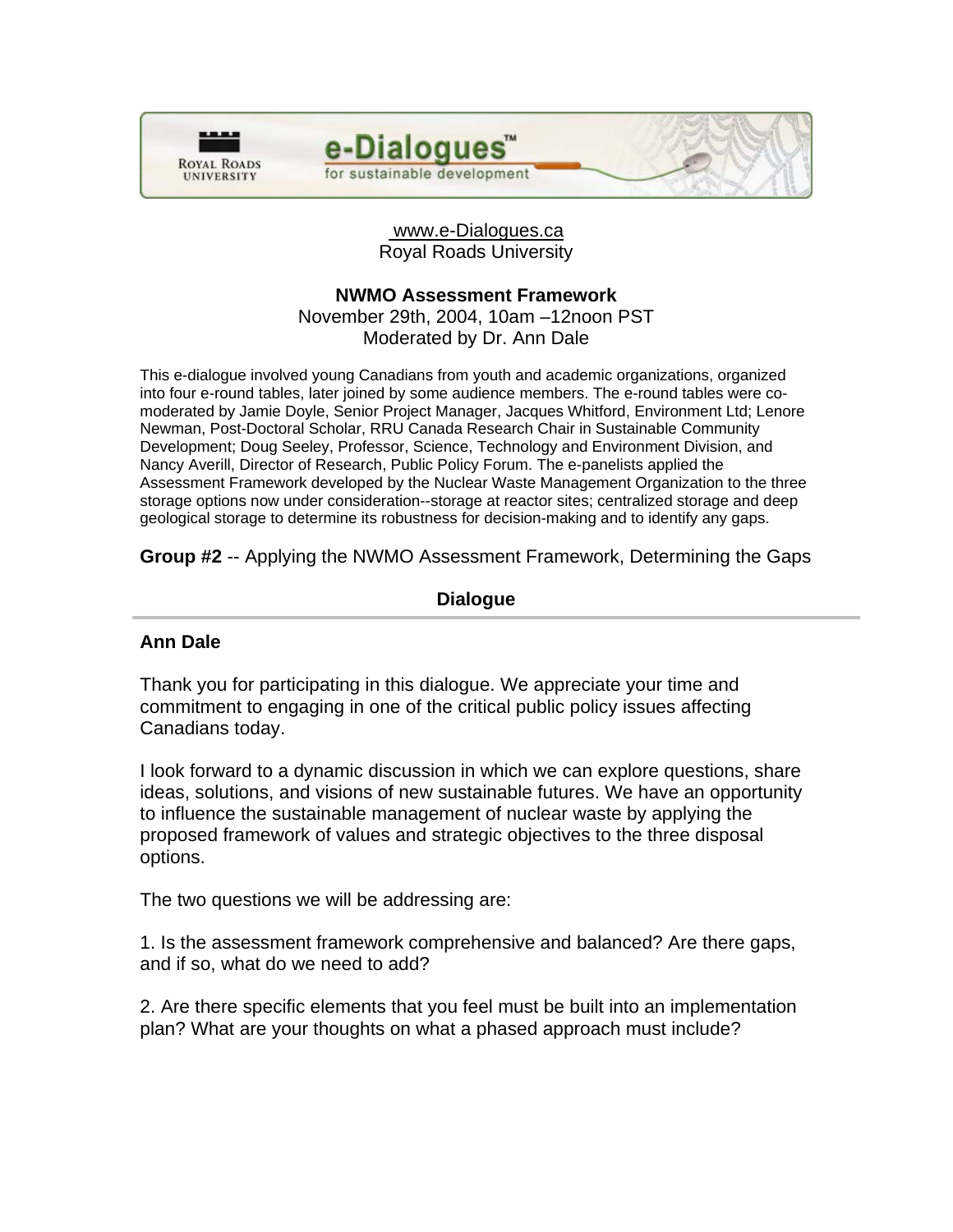www.e-Dialogues.ca
Royal Roads University

**NWMO Assessment Framework**
November 29th, 2004, 10am –12noon PST
Moderated by Dr. Ann Dale

This e-dialogue involved young Canadians from youth and academic organizations, organized into four e-round tables, later joined by some audience members. The e-round tables were co-moderated by Jamie Doyle, Senior Project Manager, Jacques Whitford, Environment Ltd; Lenore Newman, Post-Doctoral Scholar, RRU Canada Research Chair in Sustainable Community Development; Doug Seeley, Professor, Science, Technology and Environment Division, and Nancy Averill, Director of Research, Public Policy Forum. The e-panelists applied the Assessment Framework developed by the Nuclear Waste Management Organization to the three storage options now under consideration--storage at reactor sites; centralized storage and deep geological storage to determine its robustness for decision-making and to identify any gaps.

**Group #2** -- Applying the NWMO Assessment Framework, Determining the Gaps

## Dialogue

---

### Ann Dale

Thank you for participating in this dialogue. We appreciate your time and commitment to engaging in one of the critical public policy issues affecting Canadians today.

I look forward to a dynamic discussion in which we can explore questions, share ideas, solutions, and visions of new sustainable futures. We have an opportunity to influence the sustainable management of nuclear waste by applying the proposed framework of values and strategic objectives to the three disposal options.

The two questions we will be addressing are:

1. Is the assessment framework comprehensive and balanced? Are there gaps, and if so, what do we need to add?

2. Are there specific elements that you feel must be built into an implementation plan? What are your thoughts on what a phased approach must include?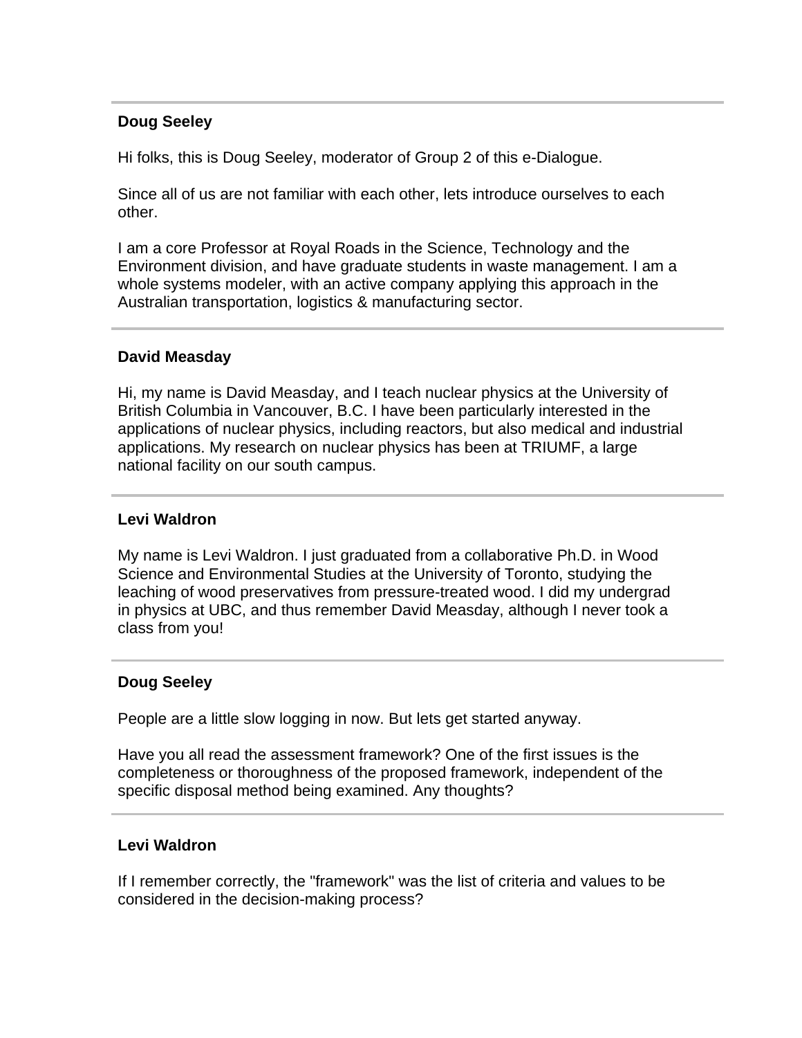---

**Doug Seeley**

Hi folks, this is Doug Seeley, moderator of Group 2 of this e-Dialogue.

Since all of us are not familiar with each other, lets introduce ourselves to each other.

I am a core Professor at Royal Roads in the Science, Technology and the Environment division, and have graduate students in waste management. I am a whole systems modeler, with an active company applying this approach in the Australian transportation, logistics & manufacturing sector.

---

**David Measday**

Hi, my name is David Measday, and I teach nuclear physics at the University of British Columbia in Vancouver, B.C. I have been particularly interested in the applications of nuclear physics, including reactors, but also medical and industrial applications. My research on nuclear physics has been at TRIUMF, a large national facility on our south campus.

---

**Levi Waldron**

My name is Levi Waldron. I just graduated from a collaborative Ph.D. in Wood Science and Environmental Studies at the University of Toronto, studying the leaching of wood preservatives from pressure-treated wood. I did my undergrad in physics at UBC, and thus remember David Measday, although I never took a class from you!

---

**Doug Seeley**

People are a little slow logging in now. But lets get started anyway.

Have you all read the assessment framework? One of the first issues is the completeness or thoroughness of the proposed framework, independent of the specific disposal method being examined. Any thoughts?

---

**Levi Waldron**

If I remember correctly, the "framework" was the list of criteria and values to be considered in the decision-making process?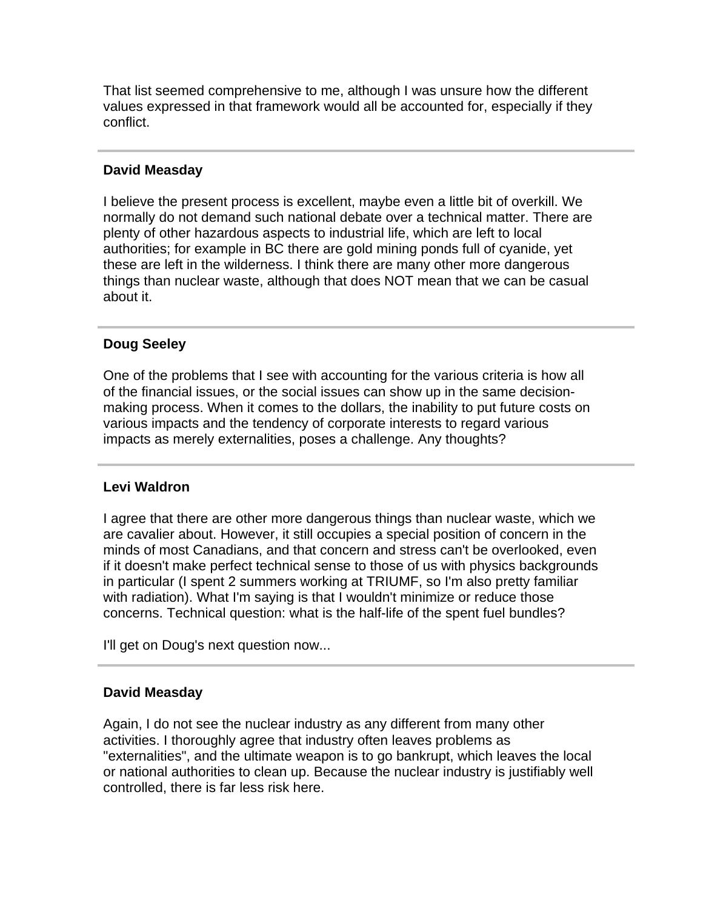That list seemed comprehensive to me, although I was unsure how the different values expressed in that framework would all be accounted for, especially if they conflict.

---

**David Measday**

I believe the present process is excellent, maybe even a little bit of overkill. We normally do not demand such national debate over a technical matter. There are plenty of other hazardous aspects to industrial life, which are left to local authorities; for example in BC there are gold mining ponds full of cyanide, yet these are left in the wilderness. I think there are many other more dangerous things than nuclear waste, although that does NOT mean that we can be casual about it.

---

**Doug Seeley**

One of the problems that I see with accounting for the various criteria is how all of the financial issues, or the social issues can show up in the same decision-making process. When it comes to the dollars, the inability to put future costs on various impacts and the tendency of corporate interests to regard various impacts as merely externalities, poses a challenge. Any thoughts?

---

**Levi Waldron**

I agree that there are other more dangerous things than nuclear waste, which we are cavalier about. However, it still occupies a special position of concern in the minds of most Canadians, and that concern and stress can't be overlooked, even if it doesn't make perfect technical sense to those of us with physics backgrounds in particular (I spent 2 summers working at TRIUMF, so I'm also pretty familiar with radiation). What I'm saying is that I wouldn't minimize or reduce those concerns. Technical question: what is the half-life of the spent fuel bundles?

I'll get on Doug's next question now...

---

**David Measday**

Again, I do not see the nuclear industry as any different from many other activities. I thoroughly agree that industry often leaves problems as "externalities", and the ultimate weapon is to go bankrupt, which leaves the local or national authorities to clean up. Because the nuclear industry is justifiably well controlled, there is far less risk here.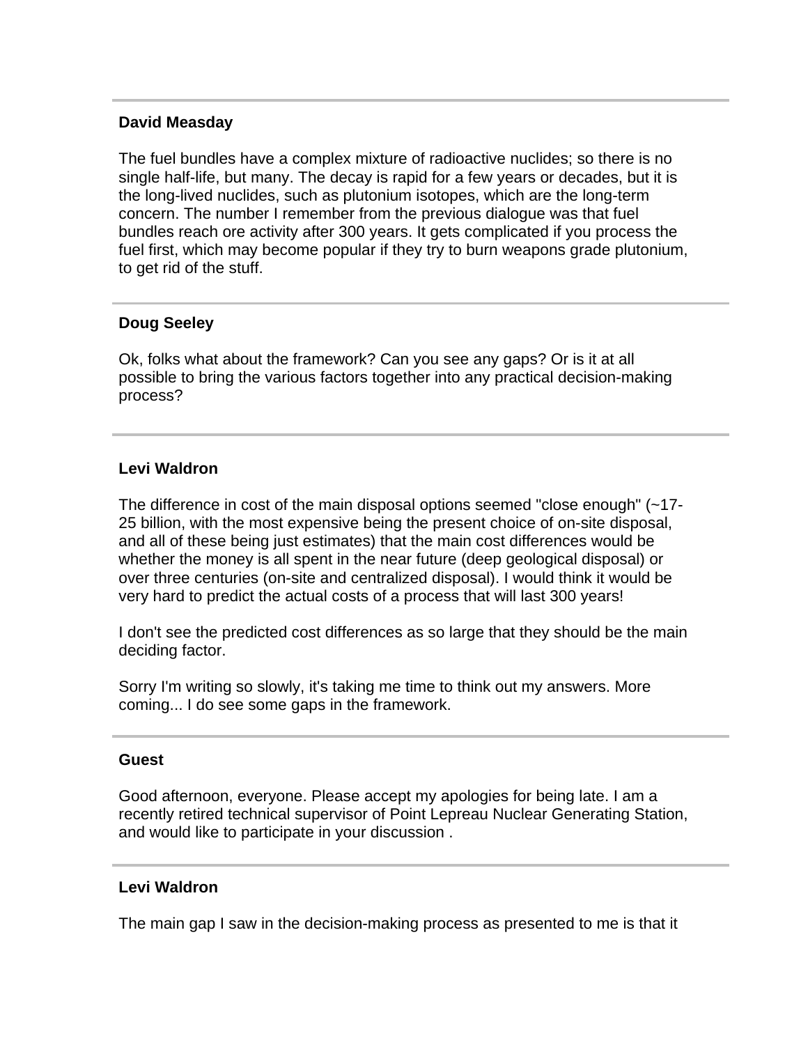---

**David Measday**

The fuel bundles have a complex mixture of radioactive nuclides; so there is no single half-life, but many. The decay is rapid for a few years or decades, but it is the long-lived nuclides, such as plutonium isotopes, which are the long-term concern. The number I remember from the previous dialogue was that fuel bundles reach ore activity after 300 years. It gets complicated if you process the fuel first, which may become popular if they try to burn weapons grade plutonium, to get rid of the stuff.

---

**Doug Seeley**

Ok, folks what about the framework? Can you see any gaps? Or is it at all possible to bring the various factors together into any practical decision-making process?

---

**Levi Waldron**

The difference in cost of the main disposal options seemed "close enough" (~17-25 billion, with the most expensive being the present choice of on-site disposal, and all of these being just estimates) that the main cost differences would be whether the money is all spent in the near future (deep geological disposal) or over three centuries (on-site and centralized disposal). I would think it would be very hard to predict the actual costs of a process that will last 300 years!

I don't see the predicted cost differences as so large that they should be the main deciding factor.

Sorry I'm writing so slowly, it's taking me time to think out my answers. More coming... I do see some gaps in the framework.

---

**Guest**

Good afternoon, everyone. Please accept my apologies for being late. I am a recently retired technical supervisor of Point Lepreau Nuclear Generating Station, and would like to participate in your discussion .

---

**Levi Waldron**

The main gap I saw in the decision-making process as presented to me is that it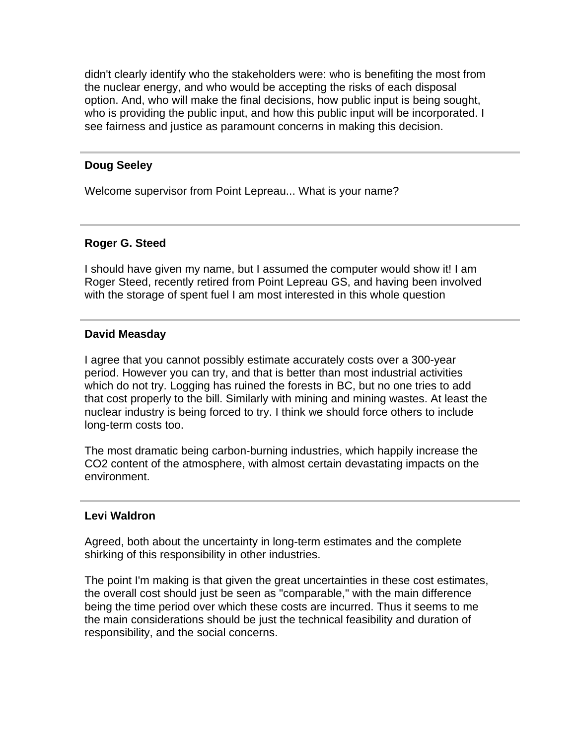didn't clearly identify who the stakeholders were: who is benefiting the most from the nuclear energy, and who would be accepting the risks of each disposal option. And, who will make the final decisions, how public input is being sought, who is providing the public input, and how this public input will be incorporated. I see fairness and justice as paramount concerns in making this decision.

---

**Doug Seeley**

Welcome supervisor from Point Lepreau... What is your name?

---

**Roger G. Steed**

I should have given my name, but I assumed the computer would show it! I am Roger Steed, recently retired from Point Lepreau GS, and having been involved with the storage of spent fuel I am most interested in this whole question

---

**David Measday**

I agree that you cannot possibly estimate accurately costs over a 300-year period. However you can try, and that is better than most industrial activities which do not try. Logging has ruined the forests in BC, but no one tries to add that cost properly to the bill. Similarly with mining and mining wastes. At least the nuclear industry is being forced to try. I think we should force others to include long-term costs too.

The most dramatic being carbon-burning industries, which happily increase the $CO_2$ content of the atmosphere, with almost certain devastating impacts on the environment.

---

**Levi Waldron**

Agreed, both about the uncertainty in long-term estimates and the complete shirking of this responsibility in other industries.

The point I'm making is that given the great uncertainties in these cost estimates, the overall cost should just be seen as "comparable," with the main difference being the time period over which these costs are incurred. Thus it seems to me the main considerations should be just the technical feasibility and duration of responsibility, and the social concerns.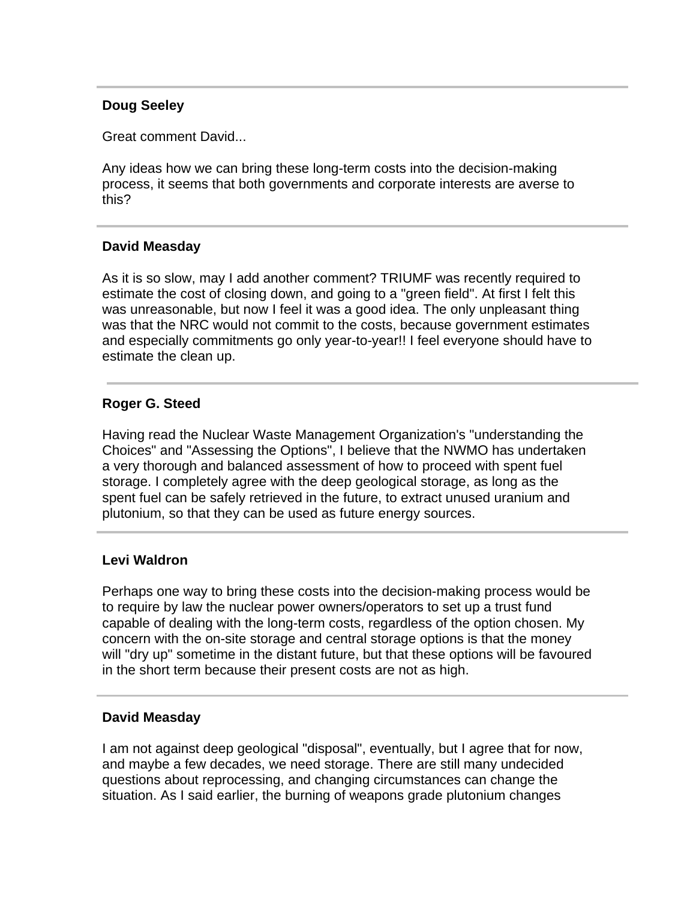---

**Doug Seeley**

Great comment David...

Any ideas how we can bring these long-term costs into the decision-making process, it seems that both governments and corporate interests are averse to this?

---

**David Measday**

As it is so slow, may I add another comment? TRIUMF was recently required to estimate the cost of closing down, and going to a "green field". At first I felt this was unreasonable, but now I feel it was a good idea. The only unpleasant thing was that the NRC would not commit to the costs, because government estimates and especially commitments go only year-to-year!! I feel everyone should have to estimate the clean up.

---

**Roger G. Steed**

Having read the Nuclear Waste Management Organization's "understanding the Choices" and "Assessing the Options", I believe that the NWMO has undertaken a very thorough and balanced assessment of how to proceed with spent fuel storage. I completely agree with the deep geological storage, as long as the spent fuel can be safely retrieved in the future, to extract unused uranium and plutonium, so that they can be used as future energy sources.

---

**Levi Waldron**

Perhaps one way to bring these costs into the decision-making process would be to require by law the nuclear power owners/operators to set up a trust fund capable of dealing with the long-term costs, regardless of the option chosen. My concern with the on-site storage and central storage options is that the money will "dry up" sometime in the distant future, but that these options will be favoured in the short term because their present costs are not as high.

---

**David Measday**

I am not against deep geological "disposal", eventually, but I agree that for now, and maybe a few decades, we need storage. There are still many undecided questions about reprocessing, and changing circumstances can change the situation. As I said earlier, the burning of weapons grade plutonium changes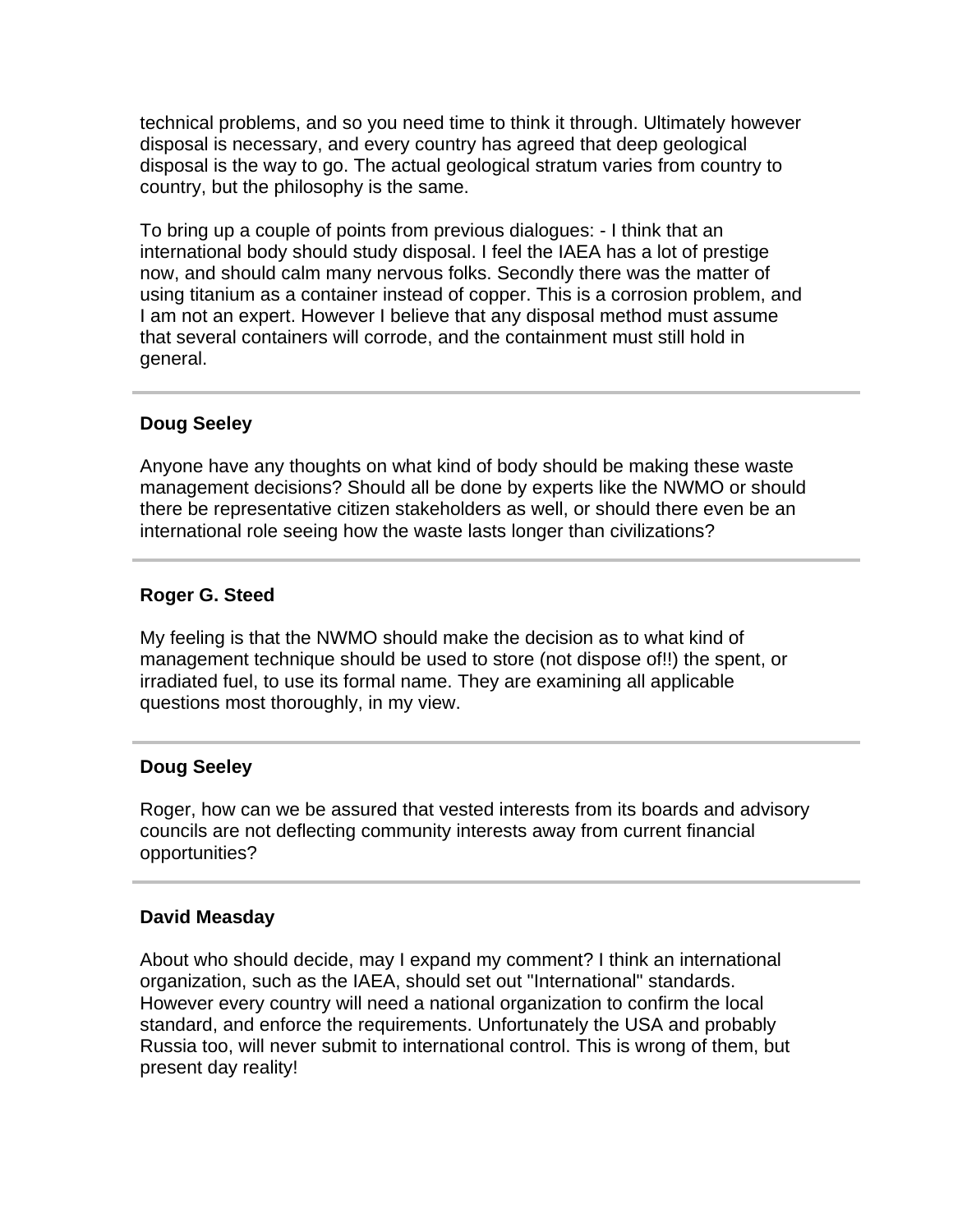technical problems, and so you need time to think it through. Ultimately however disposal is necessary, and every country has agreed that deep geological disposal is the way to go. The actual geological stratum varies from country to country, but the philosophy is the same.

To bring up a couple of points from previous dialogues: - I think that an international body should study disposal. I feel the IAEA has a lot of prestige now, and should calm many nervous folks. Secondly there was the matter of using titanium as a container instead of copper. This is a corrosion problem, and I am not an expert. However I believe that any disposal method must assume that several containers will corrode, and the containment must still hold in general.

---

**Doug Seeley**

Anyone have any thoughts on what kind of body should be making these waste management decisions? Should all be done by experts like the NWMO or should there be representative citizen stakeholders as well, or should there even be an international role seeing how the waste lasts longer than civilizations?

---

**Roger G. Steed**

My feeling is that the NWMO should make the decision as to what kind of management technique should be used to store (not dispose of!!) the spent, or irradiated fuel, to use its formal name. They are examining all applicable questions most thoroughly, in my view.

---

**Doug Seeley**

Roger, how can we be assured that vested interests from its boards and advisory councils are not deflecting community interests away from current financial opportunities?

---

**David Measday**

About who should decide, may I expand my comment? I think an international organization, such as the IAEA, should set out "International" standards. However every country will need a national organization to confirm the local standard, and enforce the requirements. Unfortunately the USA and probably Russia too, will never submit to international control. This is wrong of them, but present day reality!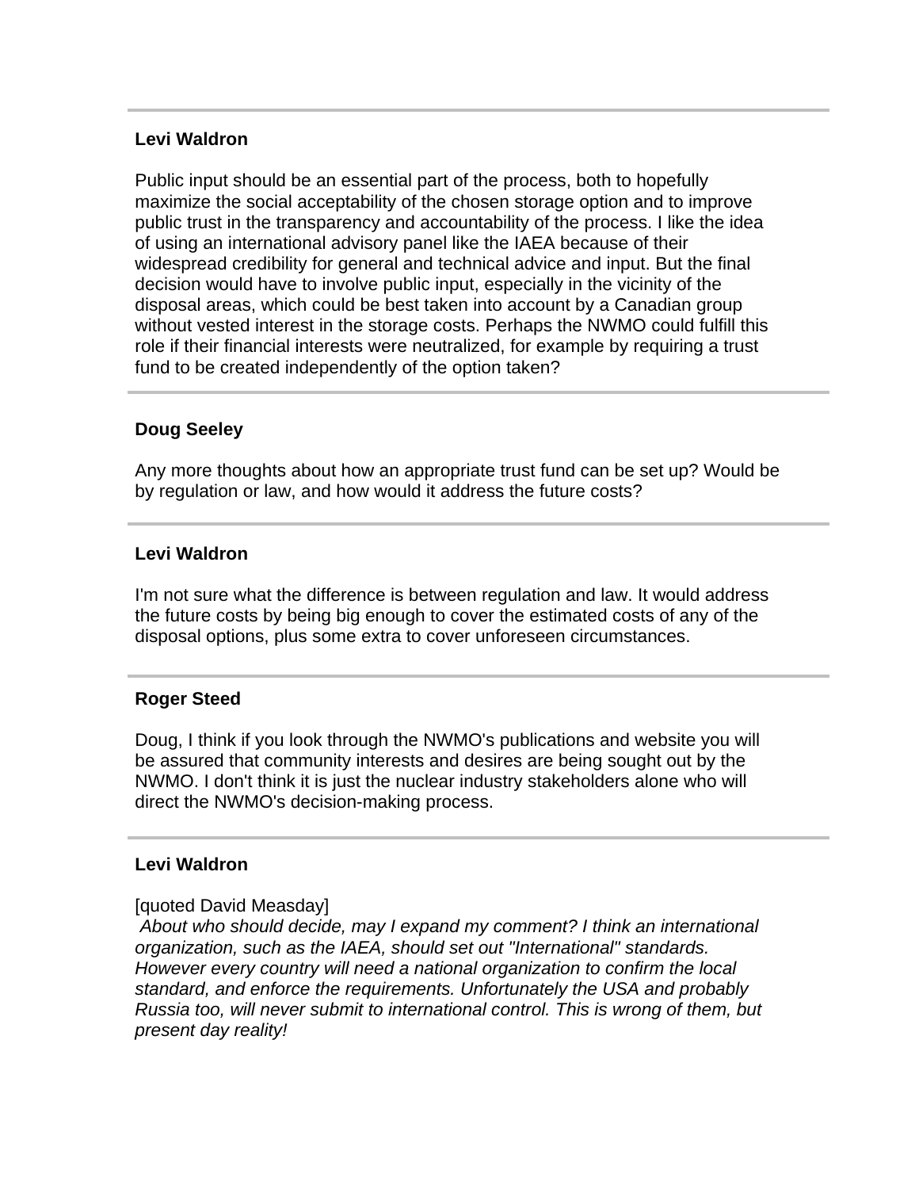---

**Levi Waldron**

Public input should be an essential part of the process, both to hopefully maximize the social acceptability of the chosen storage option and to improve public trust in the transparency and accountability of the process. I like the idea of using an international advisory panel like the IAEA because of their widespread credibility for general and technical advice and input. But the final decision would have to involve public input, especially in the vicinity of the disposal areas, which could be best taken into account by a Canadian group without vested interest in the storage costs. Perhaps the NWMO could fulfill this role if their financial interests were neutralized, for example by requiring a trust fund to be created independently of the option taken?

---

**Doug Seeley**

Any more thoughts about how an appropriate trust fund can be set up? Would be by regulation or law, and how would it address the future costs?

---

**Levi Waldron**

I'm not sure what the difference is between regulation and law. It would address the future costs by being big enough to cover the estimated costs of any of the disposal options, plus some extra to cover unforeseen circumstances.

---

**Roger Steed**

Doug, I think if you look through the NWMO's publications and website you will be assured that community interests and desires are being sought out by the NWMO. I don't think it is just the nuclear industry stakeholders alone who will direct the NWMO's decision-making process.

---

**Levi Waldron**

[quoted David Measday]

*About who should decide, may I expand my comment? I think an international organization, such as the IAEA, should set out "International" standards. However every country will need a national organization to confirm the local standard, and enforce the requirements. Unfortunately the USA and probably Russia too, will never submit to international control. This is wrong of them, but present day reality!*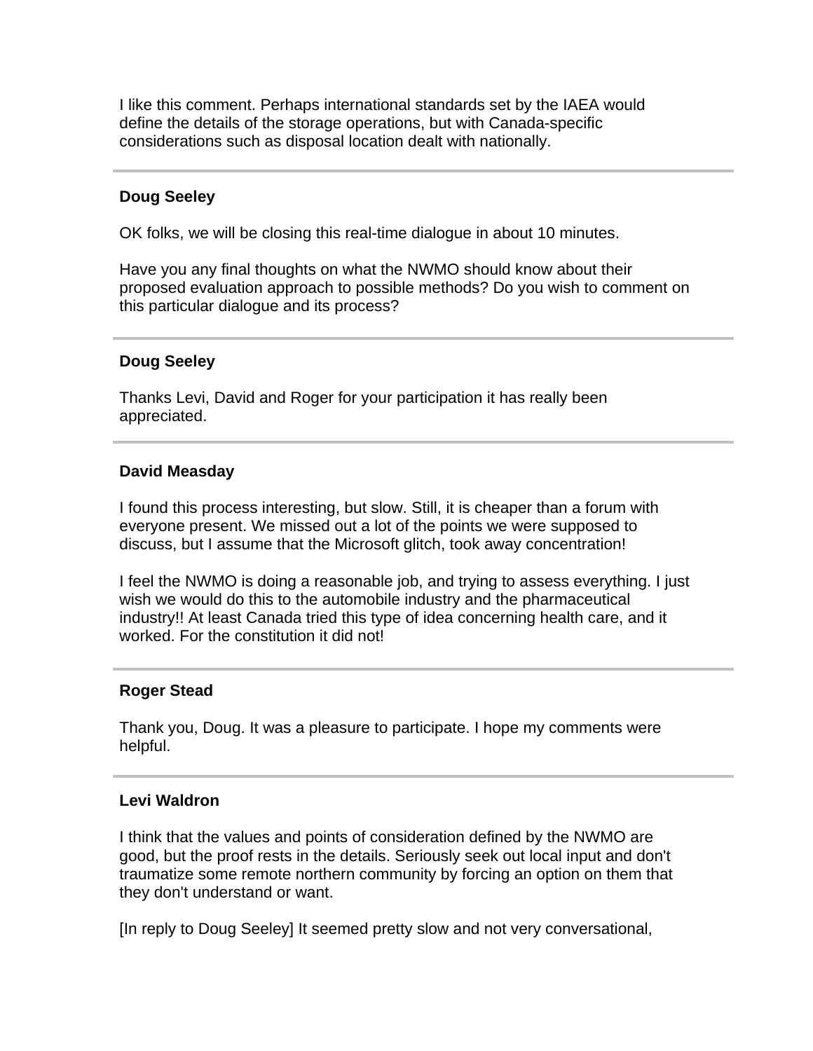I like this comment. Perhaps international standards set by the IAEA would define the details of the storage operations, but with Canada-specific considerations such as disposal location dealt with nationally.

---

**Doug Seeley**

OK folks, we will be closing this real-time dialogue in about 10 minutes.

Have you any final thoughts on what the NWMO should know about their proposed evaluation approach to possible methods? Do you wish to comment on this particular dialogue and its process?

---

**Doug Seeley**

Thanks Levi, David and Roger for your participation it has really been appreciated.

---

**David Measday**

I found this process interesting, but slow. Still, it is cheaper than a forum with everyone present. We missed out a lot of the points we were supposed to discuss, but I assume that the Microsoft glitch, took away concentration!

I feel the NWMO is doing a reasonable job, and trying to assess everything. I just wish we would do this to the automobile industry and the pharmaceutical industry!! At least Canada tried this type of idea concerning health care, and it worked. For the constitution it did not!

---

**Roger Stead**

Thank you, Doug. It was a pleasure to participate. I hope my comments were helpful.

---

**Levi Waldron**

I think that the values and points of consideration defined by the NWMO are good, but the proof rests in the details. Seriously seek out local input and don't traumatize some remote northern community by forcing an option on them that they don't understand or want.

[In reply to Doug Seeley] It seemed pretty slow and not very conversational,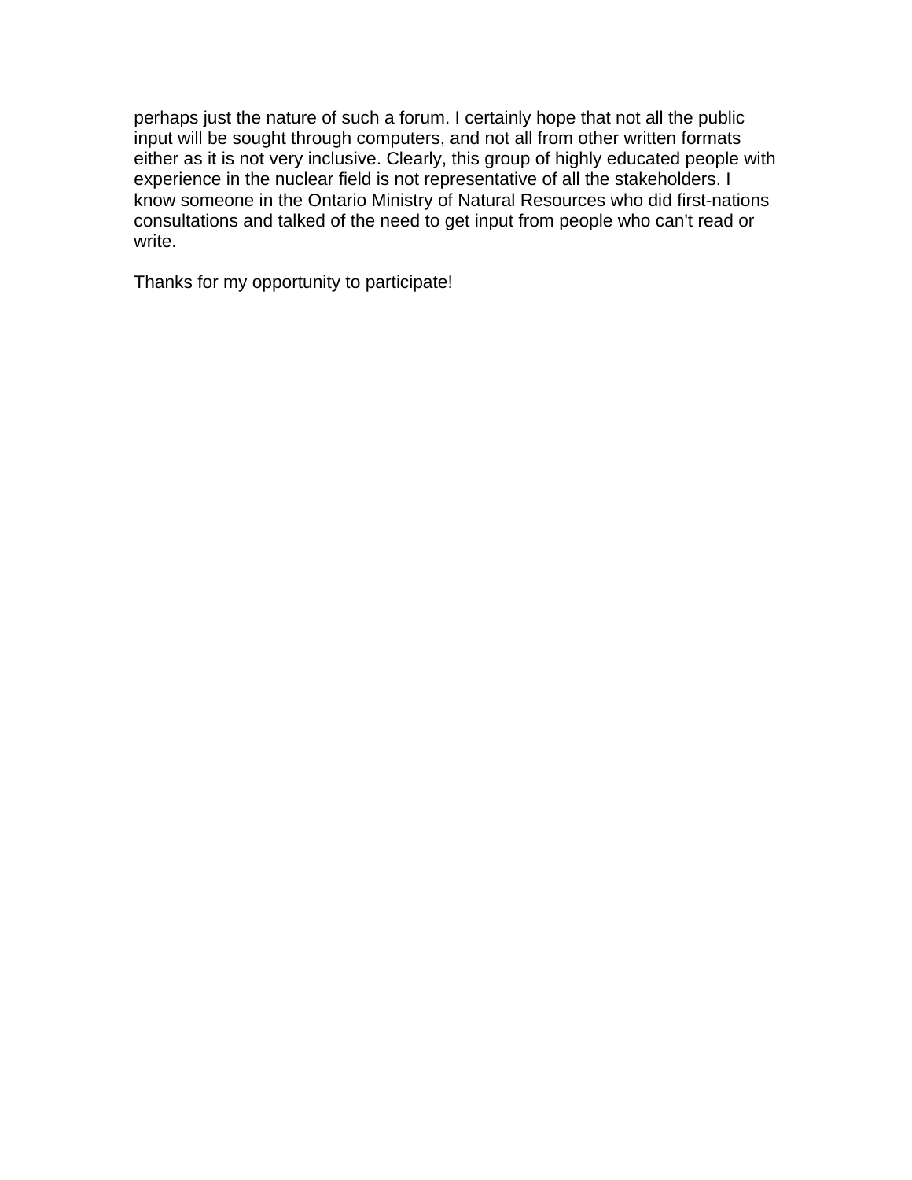perhaps just the nature of such a forum. I certainly hope that not all the public input will be sought through computers, and not all from other written formats either as it is not very inclusive. Clearly, this group of highly educated people with experience in the nuclear field is not representative of all the stakeholders. I know someone in the Ontario Ministry of Natural Resources who did first-nations consultations and talked of the need to get input from people who can't read or write.

Thanks for my opportunity to participate!